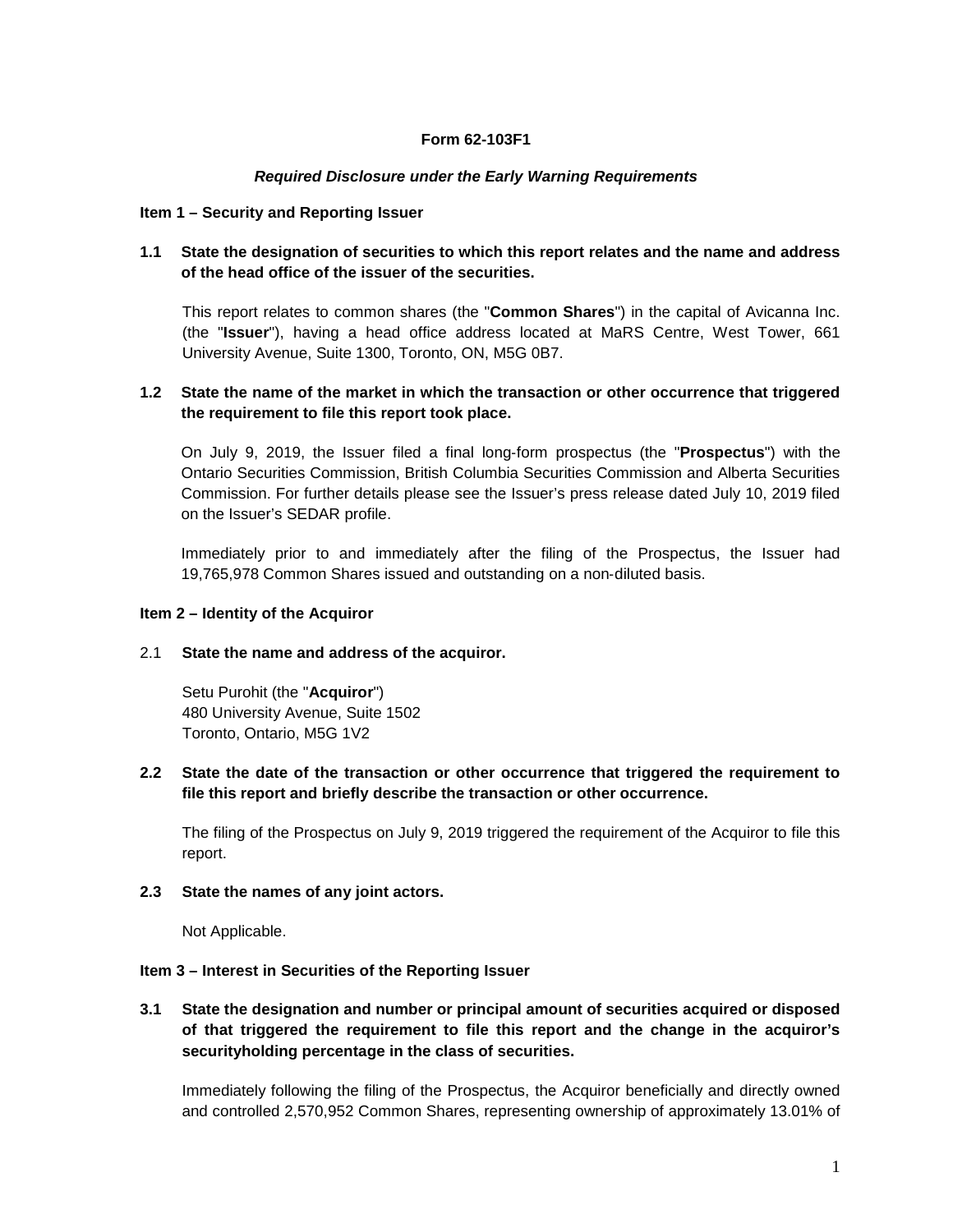**Form 62-103F1**

***Required Disclosure under the Early Warning Requirements***

**Item 1 – Security and Reporting Issuer**

**1.1 State the designation of securities to which this report relates and the name and address of the head office of the issuer of the securities.**

This report relates to common shares (the "**Common Shares**") in the capital of Avicanna Inc. (the "**Issuer**"), having a head office address located at MaRS Centre, West Tower, 661 University Avenue, Suite 1300, Toronto, ON, M5G 0B7.

**1.2 State the name of the market in which the transaction or other occurrence that triggered the requirement to file this report took place.**

On July 9, 2019, the Issuer filed a final long-form prospectus (the "**Prospectus**") with the Ontario Securities Commission, British Columbia Securities Commission and Alberta Securities Commission. For further details please see the Issuer's press release dated July 10, 2019 filed on the Issuer's SEDAR profile.

Immediately prior to and immediately after the filing of the Prospectus, the Issuer had 19,765,978 Common Shares issued and outstanding on a non-diluted basis.

**Item 2 – Identity of the Acquiror**

2.1 **State the name and address of the acquiror.**

Setu Purohit (the "**Acquiror**")
480 University Avenue, Suite 1502
Toronto, Ontario, M5G 1V2

**2.2 State the date of the transaction or other occurrence that triggered the requirement to file this report and briefly describe the transaction or other occurrence.**

The filing of the Prospectus on July 9, 2019 triggered the requirement of the Acquiror to file this report.

**2.3 State the names of any joint actors.**

Not Applicable.

**Item 3 – Interest in Securities of the Reporting Issuer**

**3.1 State the designation and number or principal amount of securities acquired or disposed of that triggered the requirement to file this report and the change in the acquiror's securityholding percentage in the class of securities.**

Immediately following the filing of the Prospectus, the Acquiror beneficially and directly owned and controlled 2,570,952 Common Shares, representing ownership of approximately 13.01% of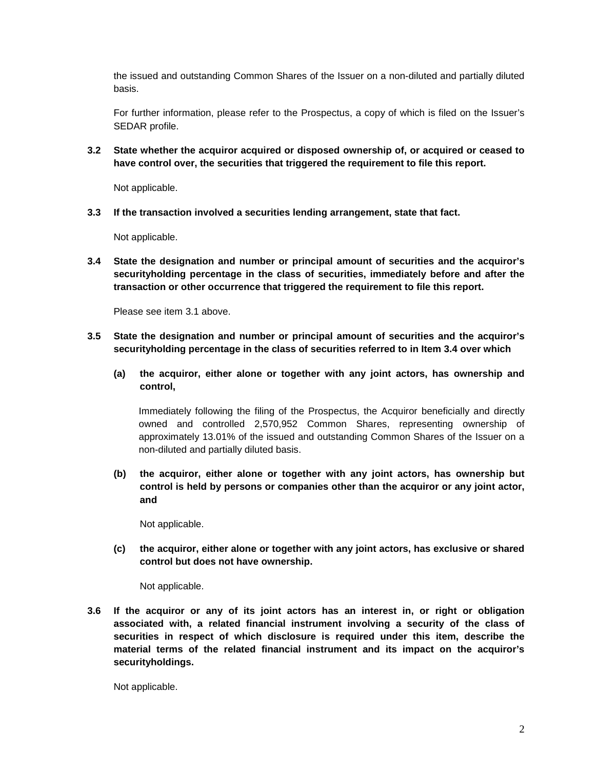the issued and outstanding Common Shares of the Issuer on a non-diluted and partially diluted basis.

For further information, please refer to the Prospectus, a copy of which is filed on the Issuer's SEDAR profile.

**3.2 State whether the acquiror acquired or disposed ownership of, or acquired or ceased to have control over, the securities that triggered the requirement to file this report.**

Not applicable.

**3.3 If the transaction involved a securities lending arrangement, state that fact.**

Not applicable.

**3.4 State the designation and number or principal amount of securities and the acquiror's securityholding percentage in the class of securities, immediately before and after the transaction or other occurrence that triggered the requirement to file this report.**

Please see item 3.1 above.

**3.5 State the designation and number or principal amount of securities and the acquiror's securityholding percentage in the class of securities referred to in Item 3.4 over which**

**(a) the acquiror, either alone or together with any joint actors, has ownership and control,**

Immediately following the filing of the Prospectus, the Acquiror beneficially and directly owned and controlled 2,570,952 Common Shares, representing ownership of approximately 13.01% of the issued and outstanding Common Shares of the Issuer on a non-diluted and partially diluted basis.

**(b) the acquiror, either alone or together with any joint actors, has ownership but control is held by persons or companies other than the acquiror or any joint actor, and**

Not applicable.

**(c) the acquiror, either alone or together with any joint actors, has exclusive or shared control but does not have ownership.**

Not applicable.

**3.6 If the acquiror or any of its joint actors has an interest in, or right or obligation associated with, a related financial instrument involving a security of the class of securities in respect of which disclosure is required under this item, describe the material terms of the related financial instrument and its impact on the acquiror's securityholdings.**

Not applicable.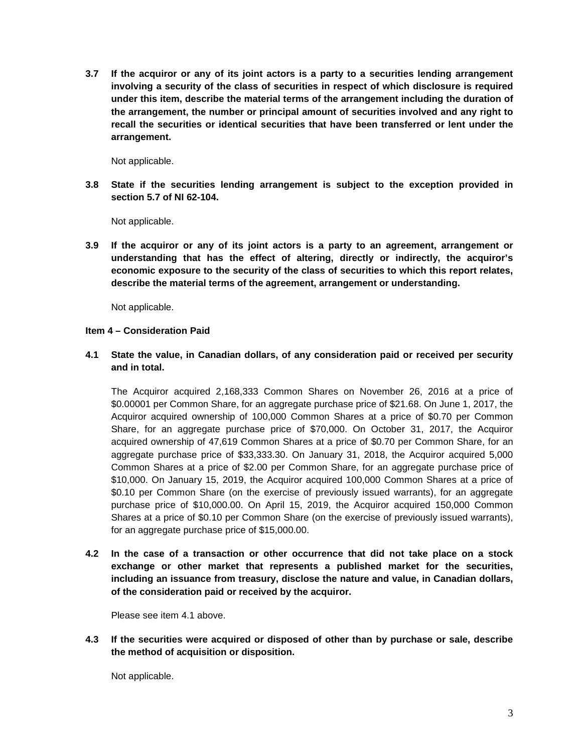**3.7 If the acquiror or any of its joint actors is a party to a securities lending arrangement involving a security of the class of securities in respect of which disclosure is required under this item, describe the material terms of the arrangement including the duration of the arrangement, the number or principal amount of securities involved and any right to recall the securities or identical securities that have been transferred or lent under the arrangement.**

Not applicable.

**3.8 State if the securities lending arrangement is subject to the exception provided in section 5.7 of NI 62-104.**

Not applicable.

**3.9 If the acquiror or any of its joint actors is a party to an agreement, arrangement or understanding that has the effect of altering, directly or indirectly, the acquiror's economic exposure to the security of the class of securities to which this report relates, describe the material terms of the agreement, arrangement or understanding.**

Not applicable.

**Item 4 – Consideration Paid**

**4.1 State the value, in Canadian dollars, of any consideration paid or received per security and in total.**

The Acquiror acquired 2,168,333 Common Shares on November 26, 2016 at a price of $0.00001 per Common Share, for an aggregate purchase price of $21.68. On June 1, 2017, the Acquiror acquired ownership of 100,000 Common Shares at a price of $0.70 per Common Share, for an aggregate purchase price of $70,000. On October 31, 2017, the Acquiror acquired ownership of 47,619 Common Shares at a price of $0.70 per Common Share, for an aggregate purchase price of $33,333.30. On January 31, 2018, the Acquiror acquired 5,000 Common Shares at a price of $2.00 per Common Share, for an aggregate purchase price of $10,000. On January 15, 2019, the Acquiror acquired 100,000 Common Shares at a price of $0.10 per Common Share (on the exercise of previously issued warrants), for an aggregate purchase price of $10,000.00. On April 15, 2019, the Acquiror acquired 150,000 Common Shares at a price of $0.10 per Common Share (on the exercise of previously issued warrants), for an aggregate purchase price of $15,000.00.

**4.2 In the case of a transaction or other occurrence that did not take place on a stock exchange or other market that represents a published market for the securities, including an issuance from treasury, disclose the nature and value, in Canadian dollars, of the consideration paid or received by the acquiror.**

Please see item 4.1 above.

**4.3 If the securities were acquired or disposed of other than by purchase or sale, describe the method of acquisition or disposition.**

Not applicable.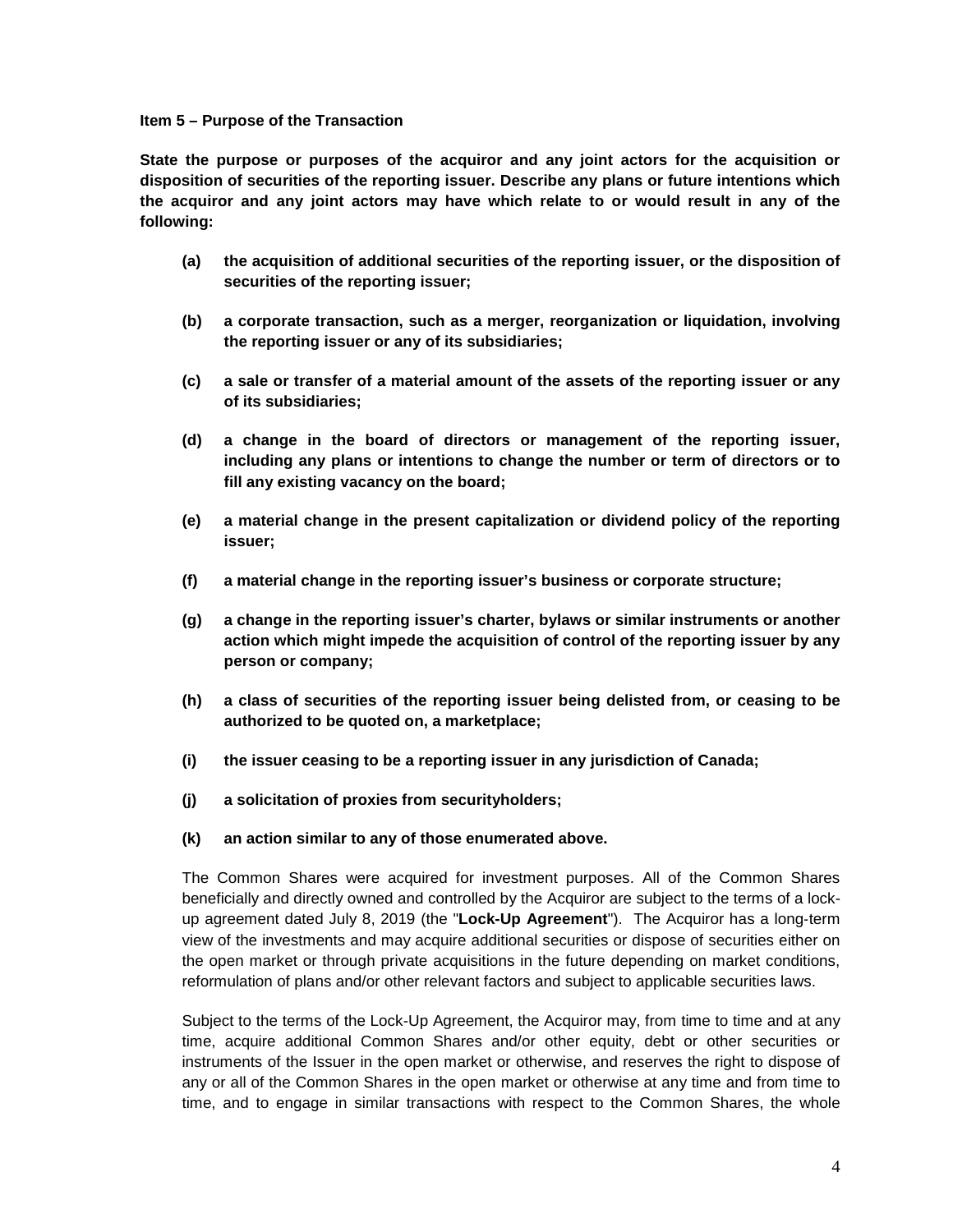**Item 5 – Purpose of the Transaction**

**State the purpose or purposes of the acquiror and any joint actors for the acquisition or disposition of securities of the reporting issuer. Describe any plans or future intentions which the acquiror and any joint actors may have which relate to or would result in any of the following:**

- **(a)** **the acquisition of additional securities of the reporting issuer, or the disposition of securities of the reporting issuer;**
- **(b)** **a corporate transaction, such as a merger, reorganization or liquidation, involving the reporting issuer or any of its subsidiaries;**
- **(c)** **a sale or transfer of a material amount of the assets of the reporting issuer or any of its subsidiaries;**
- **(d)** **a change in the board of directors or management of the reporting issuer, including any plans or intentions to change the number or term of directors or to fill any existing vacancy on the board;**
- **(e)** **a material change in the present capitalization or dividend policy of the reporting issuer;**
- **(f)** **a material change in the reporting issuer's business or corporate structure;**
- **(g)** **a change in the reporting issuer's charter, bylaws or similar instruments or another action which might impede the acquisition of control of the reporting issuer by any person or company;**
- **(h)** **a class of securities of the reporting issuer being delisted from, or ceasing to be authorized to be quoted on, a marketplace;**
- **(i)** **the issuer ceasing to be a reporting issuer in any jurisdiction of Canada;**
- **(j)** **a solicitation of proxies from securityholders;**
- **(k)** **an action similar to any of those enumerated above.**

The Common Shares were acquired for investment purposes. All of the Common Shares beneficially and directly owned and controlled by the Acquiror are subject to the terms of a lock-up agreement dated July 8, 2019 (the "**Lock-Up Agreement**"). The Acquiror has a long-term view of the investments and may acquire additional securities or dispose of securities either on the open market or through private acquisitions in the future depending on market conditions, reformulation of plans and/or other relevant factors and subject to applicable securities laws.

Subject to the terms of the Lock-Up Agreement, the Acquiror may, from time to time and at any time, acquire additional Common Shares and/or other equity, debt or other securities or instruments of the Issuer in the open market or otherwise, and reserves the right to dispose of any or all of the Common Shares in the open market or otherwise at any time and from time to time, and to engage in similar transactions with respect to the Common Shares, the whole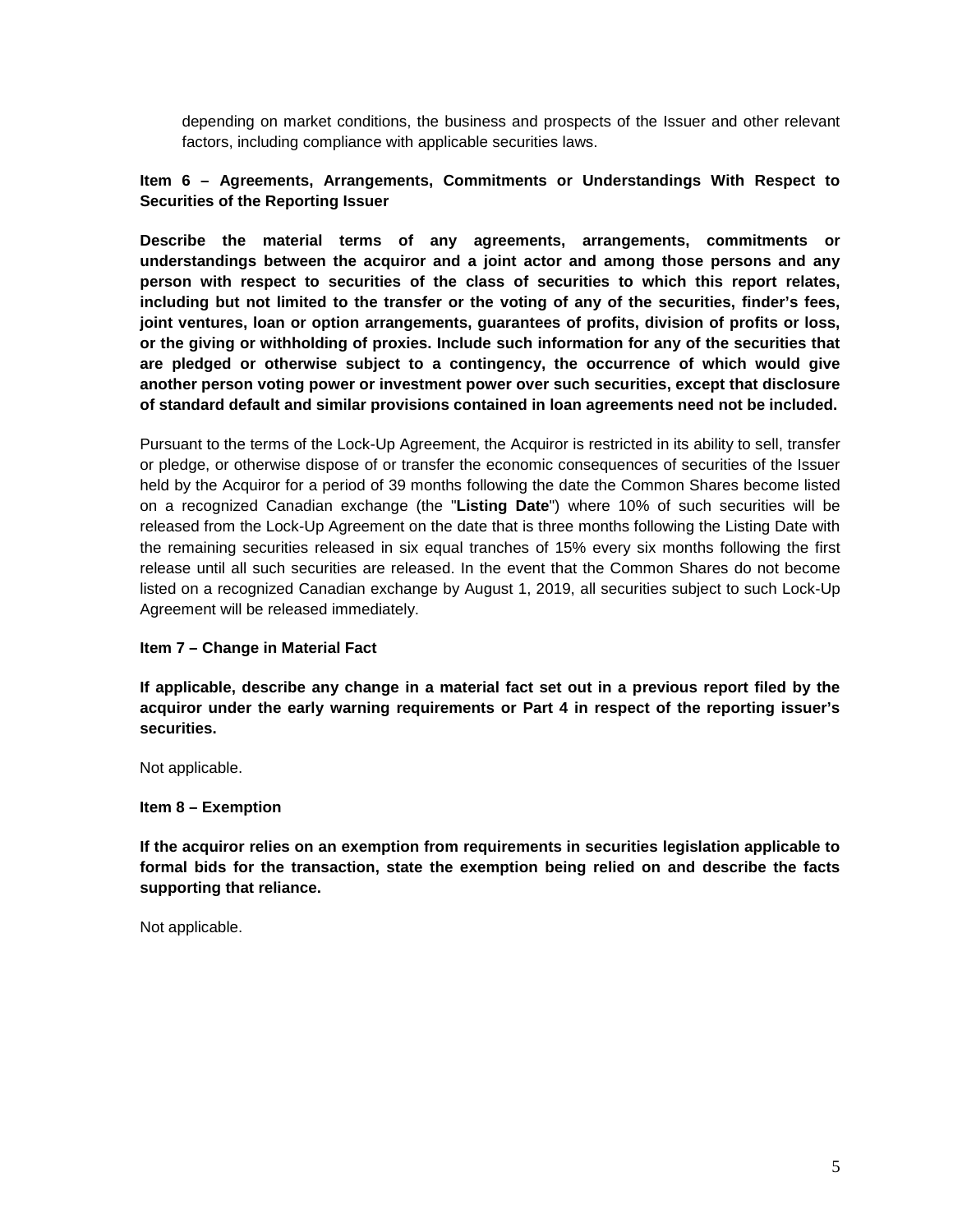depending on market conditions, the business and prospects of the Issuer and other relevant factors, including compliance with applicable securities laws.

**Item 6 – Agreements, Arrangements, Commitments or Understandings With Respect to Securities of the Reporting Issuer**

**Describe the material terms of any agreements, arrangements, commitments or understandings between the acquiror and a joint actor and among those persons and any person with respect to securities of the class of securities to which this report relates, including but not limited to the transfer or the voting of any of the securities, finder's fees, joint ventures, loan or option arrangements, guarantees of profits, division of profits or loss, or the giving or withholding of proxies. Include such information for any of the securities that are pledged or otherwise subject to a contingency, the occurrence of which would give another person voting power or investment power over such securities, except that disclosure of standard default and similar provisions contained in loan agreements need not be included.**

Pursuant to the terms of the Lock-Up Agreement, the Acquiror is restricted in its ability to sell, transfer or pledge, or otherwise dispose of or transfer the economic consequences of securities of the Issuer held by the Acquiror for a period of 39 months following the date the Common Shares become listed on a recognized Canadian exchange (the "**Listing Date**") where 10% of such securities will be released from the Lock-Up Agreement on the date that is three months following the Listing Date with the remaining securities released in six equal tranches of 15% every six months following the first release until all such securities are released. In the event that the Common Shares do not become listed on a recognized Canadian exchange by August 1, 2019, all securities subject to such Lock-Up Agreement will be released immediately.

**Item 7 – Change in Material Fact**

**If applicable, describe any change in a material fact set out in a previous report filed by the acquiror under the early warning requirements or Part 4 in respect of the reporting issuer's securities.**

Not applicable.

**Item 8 – Exemption**

**If the acquiror relies on an exemption from requirements in securities legislation applicable to formal bids for the transaction, state the exemption being relied on and describe the facts supporting that reliance.**

Not applicable.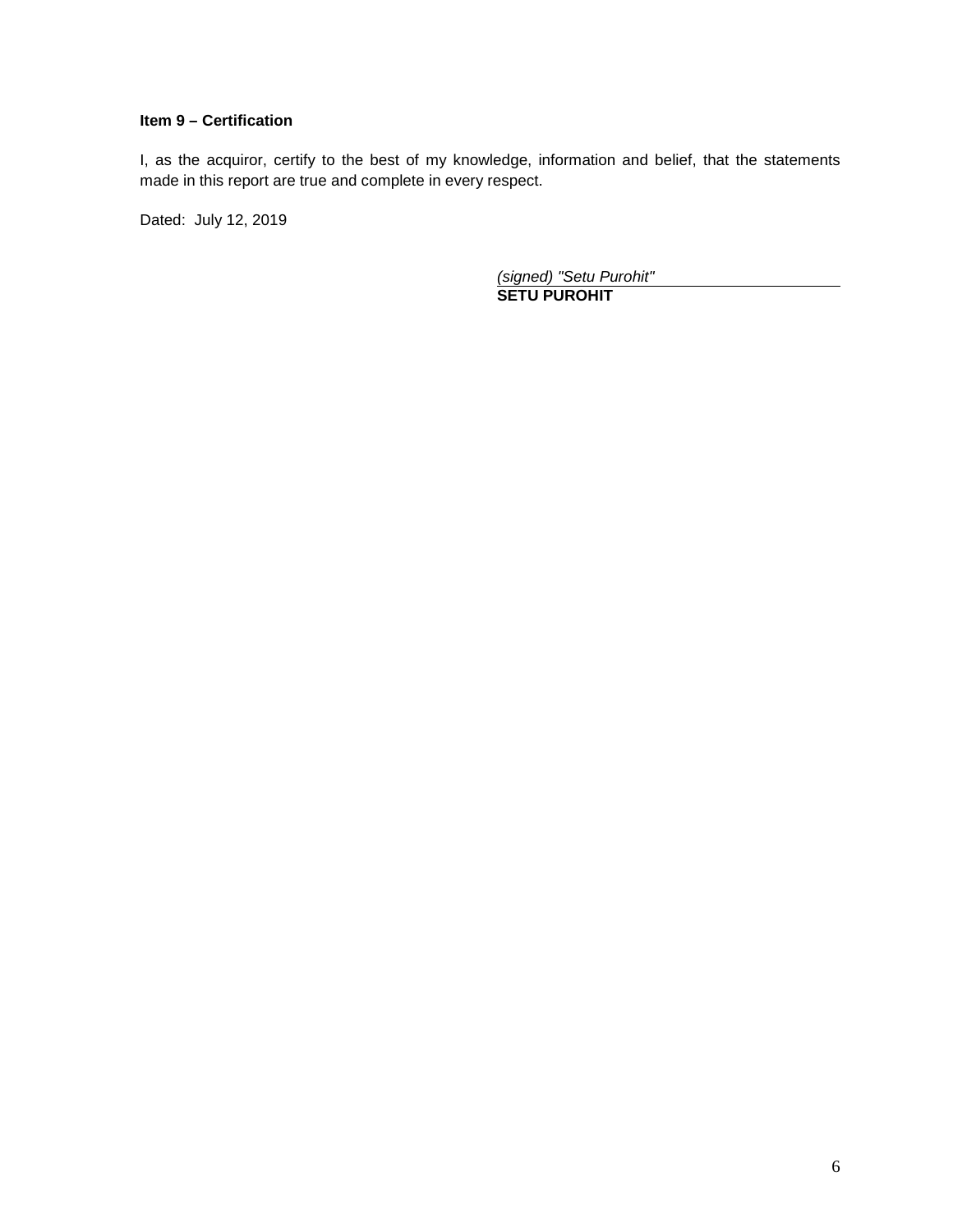**Item 9 – Certification**

I, as the acquiror, certify to the best of my knowledge, information and belief, that the statements made in this report are true and complete in every respect.

Dated: July 12, 2019

*(signed) "Setu Purohit"*
**SETU PUROHIT**